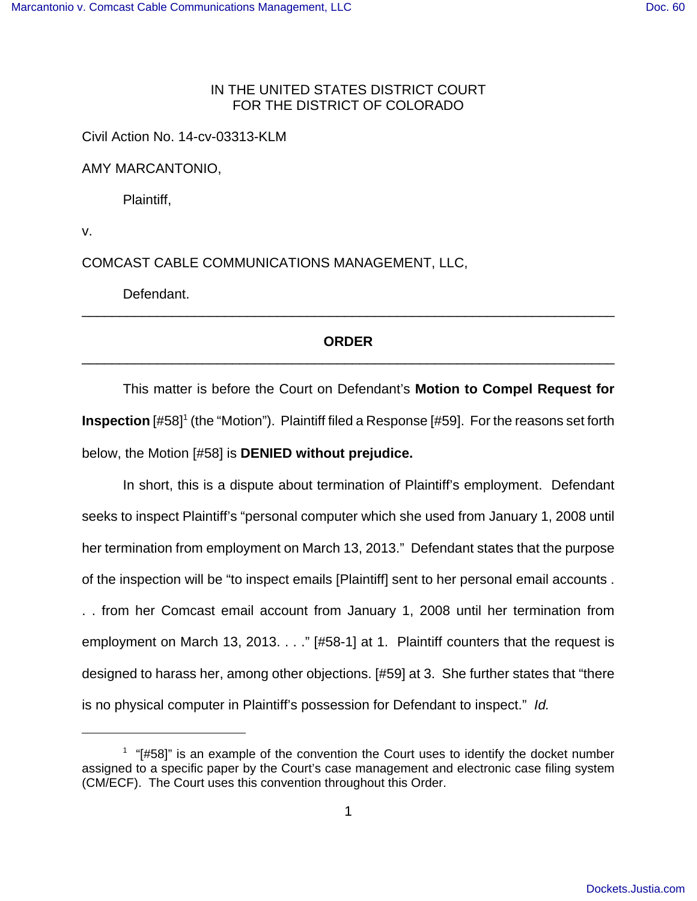IN THE UNITED STATES DISTRICT COURT
FOR THE DISTRICT OF COLORADO

Civil Action No. 14-cv-03313-KLM

AMY MARCANTONIO,

Plaintiff,

v.

COMCAST CABLE COMMUNICATIONS MANAGEMENT, LLC,

Defendant.

---

**ORDER**

---

This matter is before the Court on Defendant's **Motion to Compel Request for Inspection** [#58][1] (the "Motion"). Plaintiff filed a Response [#59]. For the reasons set forth below, the Motion [#58] is **DENIED without prejudice.**

In short, this is a dispute about termination of Plaintiff's employment. Defendant seeks to inspect Plaintiff's "personal computer which she used from January 1, 2008 until her termination from employment on March 13, 2013." Defendant states that the purpose of the inspection will be "to inspect emails [Plaintiff] sent to her personal email accounts . . . from her Comcast email account from January 1, 2008 until her termination from employment on March 13, 2013. . . ." [#58-1] at 1. Plaintiff counters that the request is designed to harass her, among other objections. [#59] at 3. She further states that "there is no physical computer in Plaintiff's possession for Defendant to inspect." *Id.*

---

[1] "[#58]" is an example of the convention the Court uses to identify the docket number assigned to a specific paper by the Court's case management and electronic case filing system (CM/ECF). The Court uses this convention throughout this Order.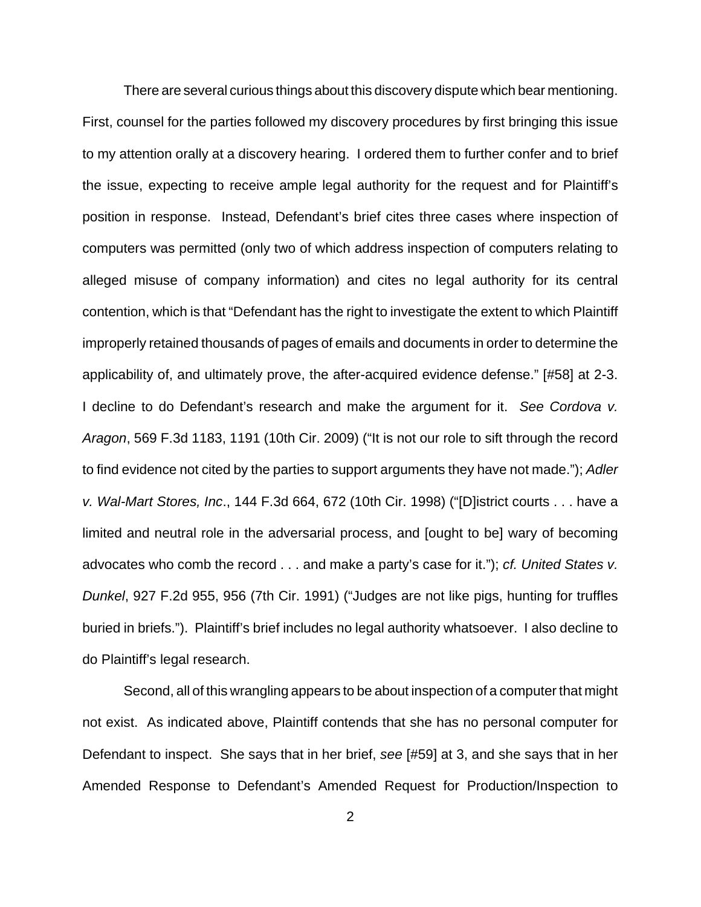There are several curious things about this discovery dispute which bear mentioning. First, counsel for the parties followed my discovery procedures by first bringing this issue to my attention orally at a discovery hearing. I ordered them to further confer and to brief the issue, expecting to receive ample legal authority for the request and for Plaintiff's position in response. Instead, Defendant's brief cites three cases where inspection of computers was permitted (only two of which address inspection of computers relating to alleged misuse of company information) and cites no legal authority for its central contention, which is that "Defendant has the right to investigate the extent to which Plaintiff improperly retained thousands of pages of emails and documents in order to determine the applicability of, and ultimately prove, the after-acquired evidence defense." [#58] at 2-3. I decline to do Defendant's research and make the argument for it. *See Cordova v. Aragon*, 569 F.3d 1183, 1191 (10th Cir. 2009) ("It is not our role to sift through the record to find evidence not cited by the parties to support arguments they have not made."); *Adler v. Wal-Mart Stores, Inc*., 144 F.3d 664, 672 (10th Cir. 1998) ("[D]istrict courts . . . have a limited and neutral role in the adversarial process, and [ought to be] wary of becoming advocates who comb the record . . . and make a party's case for it."); *cf. United States v. Dunkel*, 927 F.2d 955, 956 (7th Cir. 1991) ("Judges are not like pigs, hunting for truffles buried in briefs."). Plaintiff's brief includes no legal authority whatsoever. I also decline to do Plaintiff's legal research.

Second, all of this wrangling appears to be about inspection of a computer that might not exist. As indicated above, Plaintiff contends that she has no personal computer for Defendant to inspect. She says that in her brief, *see* [#59] at 3, and she says that in her Amended Response to Defendant's Amended Request for Production/Inspection to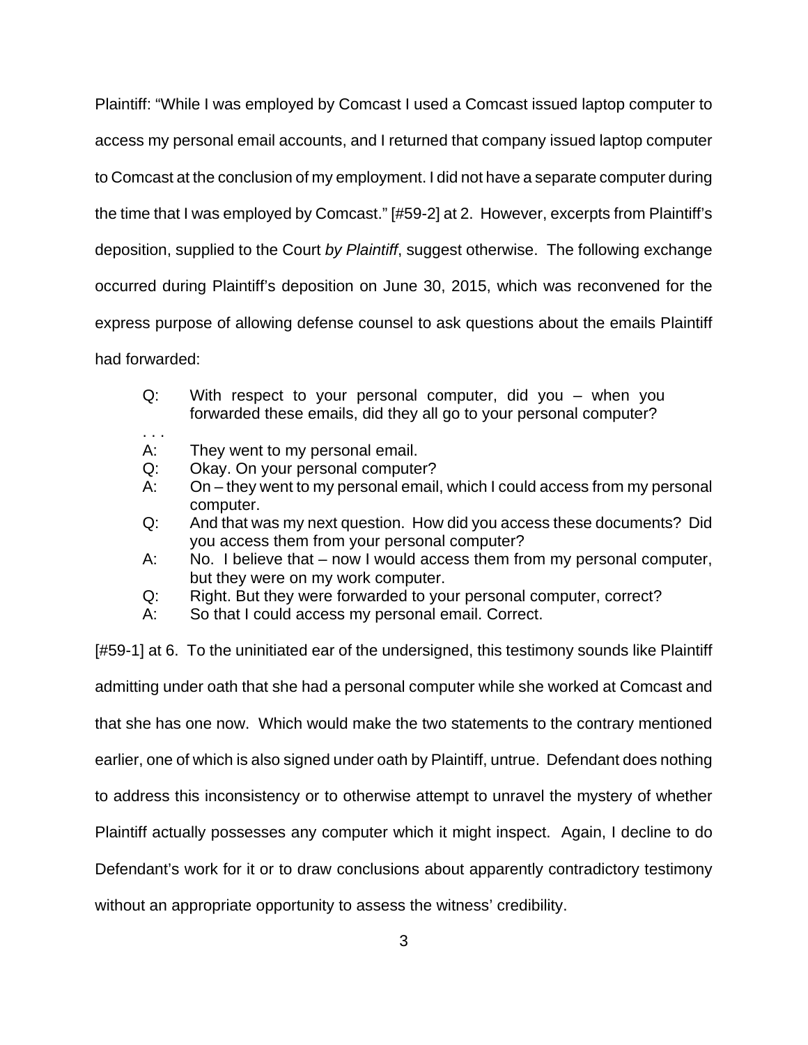Plaintiff: "While I was employed by Comcast I used a Comcast issued laptop computer to access my personal email accounts, and I returned that company issued laptop computer to Comcast at the conclusion of my employment. I did not have a separate computer during the time that I was employed by Comcast." [#59-2] at 2. However, excerpts from Plaintiff's deposition, supplied to the Court *by Plaintiff*, suggest otherwise. The following exchange occurred during Plaintiff's deposition on June 30, 2015, which was reconvened for the express purpose of allowing defense counsel to ask questions about the emails Plaintiff had forwarded:

> Q: With respect to your personal computer, did you – when you forwarded these emails, did they all go to your personal computer?
>
> . . .
>
> A: They went to my personal email.
>
> Q: Okay. On your personal computer?
>
> A: On – they went to my personal email, which I could access from my personal computer.
>
> Q: And that was my next question. How did you access these documents? Did you access them from your personal computer?
>
> A: No. I believe that – now I would access them from my personal computer, but they were on my work computer.
>
> Q: Right. But they were forwarded to your personal computer, correct?
>
> A: So that I could access my personal email. Correct.

[#59-1] at 6. To the uninitiated ear of the undersigned, this testimony sounds like Plaintiff admitting under oath that she had a personal computer while she worked at Comcast and that she has one now. Which would make the two statements to the contrary mentioned earlier, one of which is also signed under oath by Plaintiff, untrue. Defendant does nothing to address this inconsistency or to otherwise attempt to unravel the mystery of whether Plaintiff actually possesses any computer which it might inspect. Again, I decline to do Defendant's work for it or to draw conclusions about apparently contradictory testimony without an appropriate opportunity to assess the witness' credibility.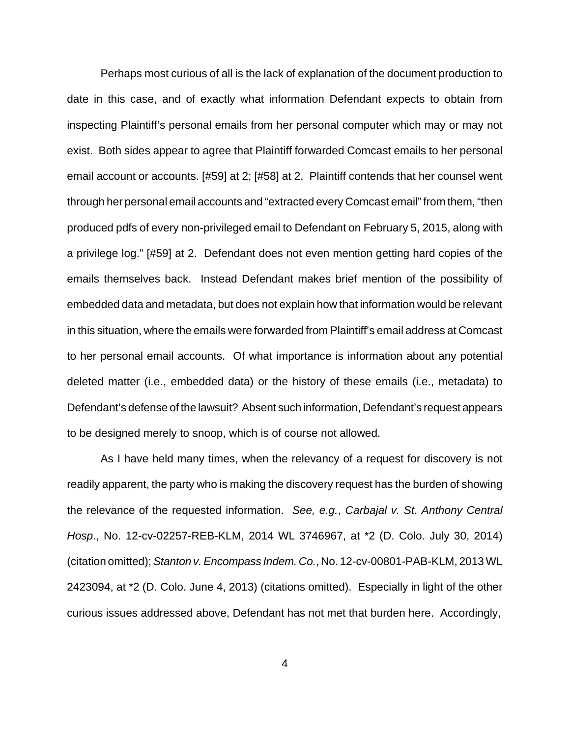Perhaps most curious of all is the lack of explanation of the document production to date in this case, and of exactly what information Defendant expects to obtain from inspecting Plaintiff's personal emails from her personal computer which may or may not exist. Both sides appear to agree that Plaintiff forwarded Comcast emails to her personal email account or accounts. [#59] at 2; [#58] at 2. Plaintiff contends that her counsel went through her personal email accounts and "extracted every Comcast email" from them, "then produced pdfs of every non-privileged email to Defendant on February 5, 2015, along with a privilege log." [#59] at 2. Defendant does not even mention getting hard copies of the emails themselves back. Instead Defendant makes brief mention of the possibility of embedded data and metadata, but does not explain how that information would be relevant in this situation, where the emails were forwarded from Plaintiff's email address at Comcast to her personal email accounts. Of what importance is information about any potential deleted matter (i.e., embedded data) or the history of these emails (i.e., metadata) to Defendant's defense of the lawsuit? Absent such information, Defendant's request appears to be designed merely to snoop, which is of course not allowed.

As I have held many times, when the relevancy of a request for discovery is not readily apparent, the party who is making the discovery request has the burden of showing the relevance of the requested information. *See, e.g.*, *Carbajal v. St. Anthony Central Hosp*., No. 12-cv-02257-REB-KLM, 2014 WL 3746967, at *2 (D. Colo. July 30, 2014) (citation omitted); *Stanton v. Encompass Indem. Co.*, No. 12-cv-00801-PAB-KLM, 2013 WL 2423094, at *2 (D. Colo. June 4, 2013) (citations omitted). Especially in light of the other curious issues addressed above, Defendant has not met that burden here. Accordingly,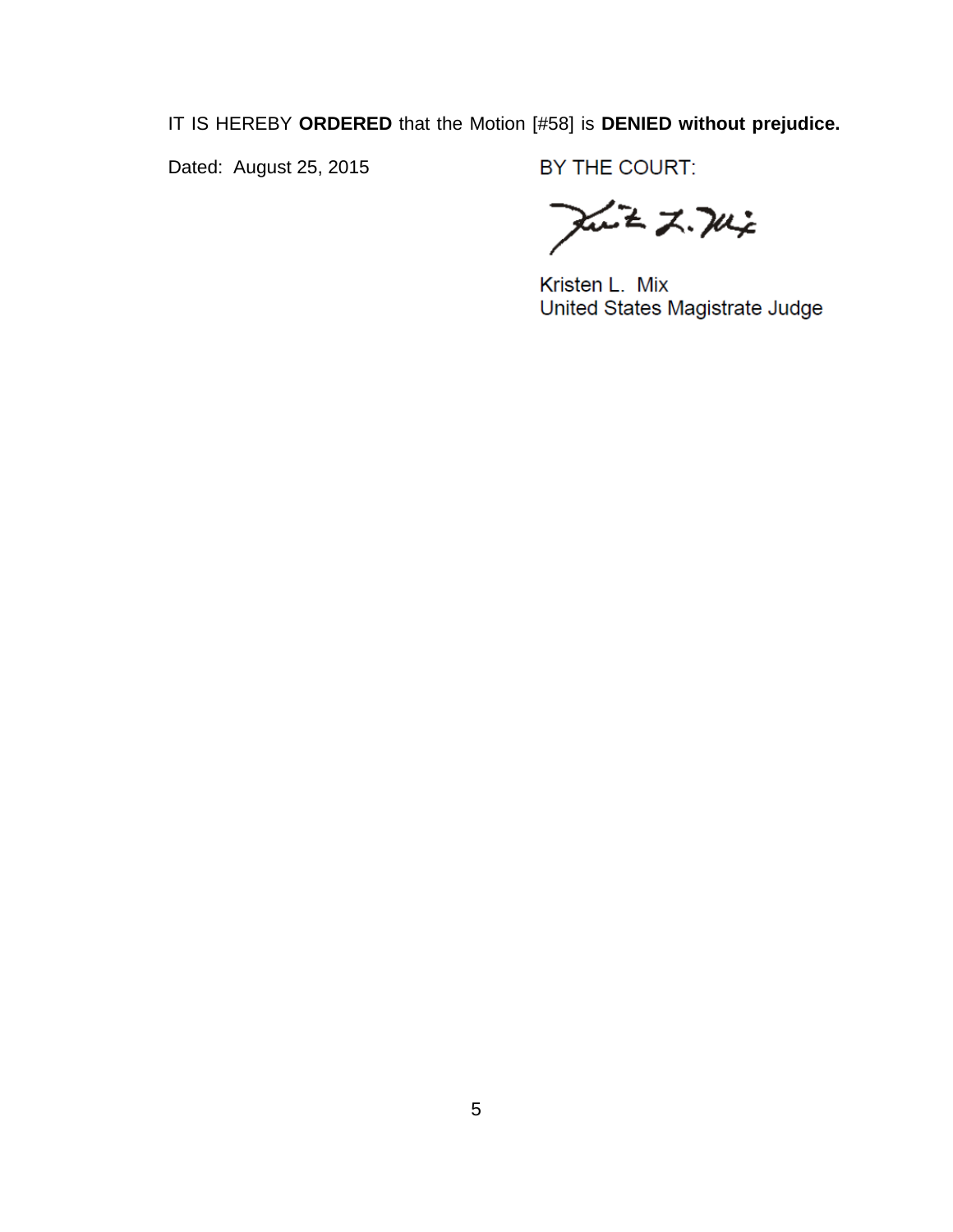IT IS HEREBY **ORDERED** that the Motion [#58] is **DENIED without prejudice.**

Dated: August 25, 2015

BY THE COURT:

Kristen L. Mix
United States Magistrate Judge